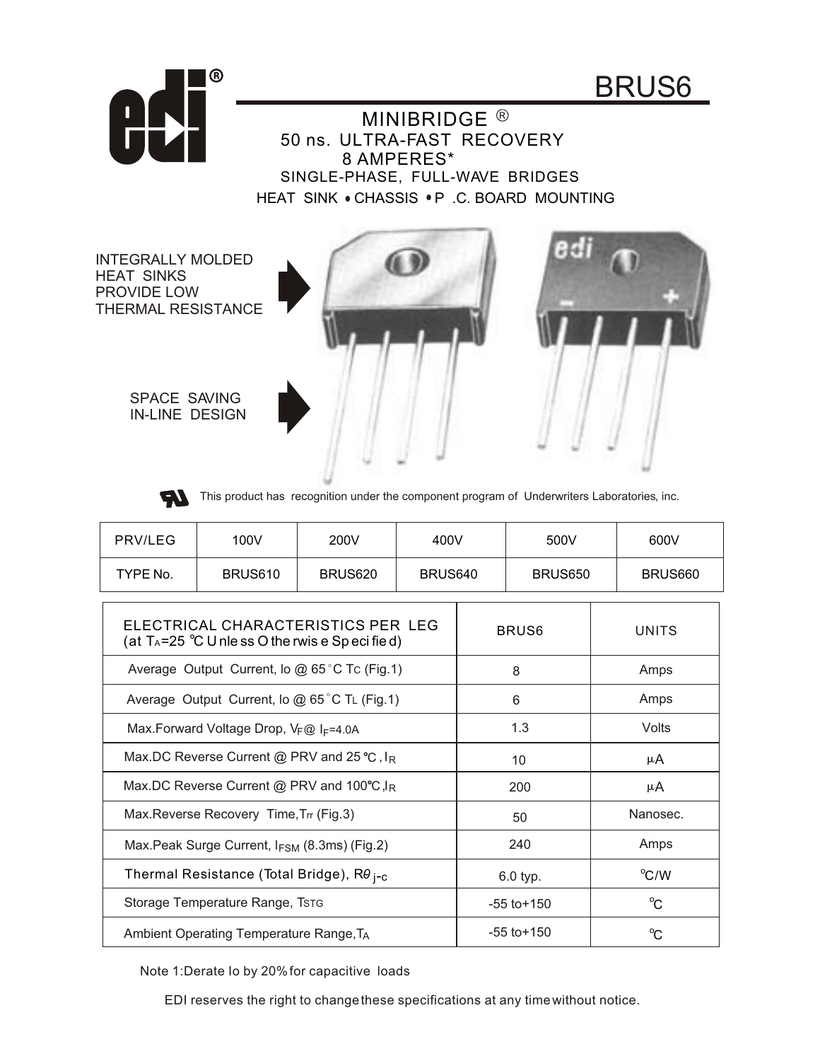# BRUS6

## MINIBRIDGE ®

50 ns. ULTRA-FAST RECOVERY
8 AMPERES*
SINGLE-PHASE, FULL-WAVE BRIDGES
HEAT SINK • CHASSIS • P .C. BOARD MOUNTING

INTEGRALLY MOLDED HEAT SINKS PROVIDE LOW THERMAL RESISTANCE

SPACE SAVING IN-LINE DESIGN

This product has recognition under the component program of Underwriters Laboratories, inc.

| PRV/LEG | 100V | 200V | 400V | 500V | 600V |
|---|---|---|---|---|---|
| TYPE No. | BRUS610 | BRUS620 | BRUS640 | BRUS650 | BRUS660 |

| ELECTRICAL CHARACTERISTICS PER LEG (at $T_A$=25 °C Unless Otherwise Specified) | BRUS6 | UNITS |
|---|---|---|
| Average Output Current, Io @ 65°C $T_C$ (Fig.1) | 8 | Amps |
| Average Output Current, Io @ 65°C $T_L$ (Fig.1) | 6 | Amps |
| Max.Forward Voltage Drop, $V_F$@ $I_F$=4.0A | 1.3 | Volts |
| Max.DC Reverse Current @ PRV and 25 °C , $I_R$ | 10 | µA |
| Max.DC Reverse Current @ PRV and 100°C ,$I_R$ | 200 | µA |
| Max.Reverse Recovery Time,$T_{rr}$ (Fig.3) | 50 | Nanosec. |
| Max.Peak Surge Current, $I_{FSM}$ (8.3ms) (Fig.2) | 240 | Amps |
| Thermal Resistance (Total Bridge), $R\theta_{j\text{-}c}$ | 6.0 typ. | °C/W |
| Storage Temperature Range, $T_{STG}$ | -55 to+150 | °C |
| Ambient Operating Temperature Range,$T_A$ | -55 to+150 | °C |

Note 1:Derate Io by 20% for capacitive loads

EDI reserves the right to change these specifications at any time without notice.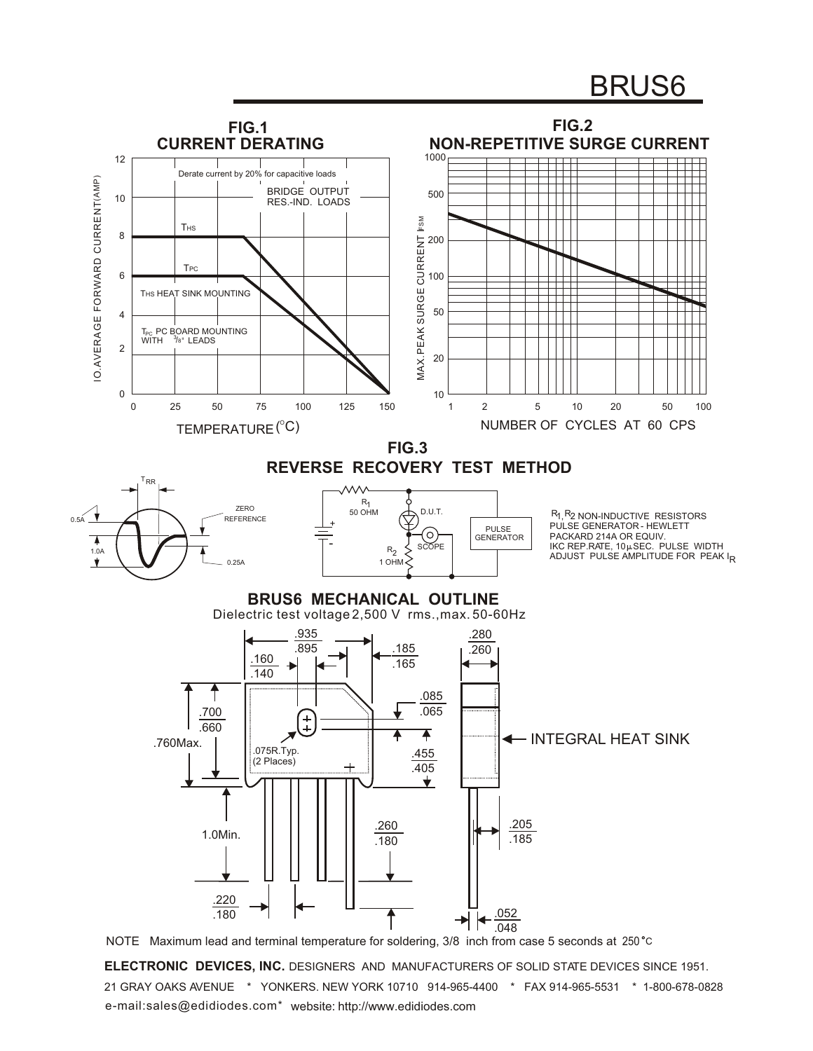# BRUS6

## FIG.1 CURRENT DERATING

Derate current by 20% for capacitive loads

BRIDGE OUTPUT
RES.-IND. LOADS

$T_{HS}$

$T_{PC}$

$T_{HS}$ HEAT SINK MOUNTING

$T_{PC}$ PC BOARD MOUNTING WITH 3/8" LEADS

IO.AVERAGE FORWARD CURRENT(AMP)

12
10
8
6
4
2
0

0 25 50 75 100 125 150

TEMPERATURE (°C)

## FIG.2 NON-REPETITIVE SURGE CURRENT

MAX.PEAK SURGE CURRENT $I_{FSM}$

1000
500
200
100
50
20
10

1 2 5 10 20 50 100

NUMBER OF CYCLES AT 60 CPS

## FIG.3 REVERSE RECOVERY TEST METHOD

$T_{RR}$

0.5A

1.0A

ZERO REFERENCE

0.25A

$R_1$ 50 OHM

D.U.T.

PULSE GENERATOR

SCOPE

$R_2$ 1 OHM

$R_1$, $R_2$ NON-INDUCTIVE RESISTORS
PULSE GENERATOR - HEWLETT PACKARD 214A OR EQUIV.
IKC REP.RATE, 10μSEC. PULSE WIDTH
ADJUST PULSE AMPLITUDE FOR PEAK $I_R$

## BRUS6 MECHANICAL OUTLINE

Dielectric test voltage 2,500 V rms.,max. 50-60Hz

.935/.895

.185/.165

.160/.140

.280/.260

.085/.065

.700/.660

.760Max.

.075R.Typ. (2 Places)

.455/.405

INTEGRAL HEAT SINK

1.0Min.

.260/.180

.205/.185

.220/.180

.052/.048

NOTE Maximum lead and terminal temperature for soldering, 3/8 inch from case 5 seconds at 250°C

**ELECTRONIC DEVICES, INC.** DESIGNERS AND MANUFACTURERS OF SOLID STATE DEVICES SINCE 1951.

21 GRAY OAKS AVENUE * YONKERS. NEW YORK 10710 914-965-4400 * FAX 914-965-5531 * 1-800-678-0828

e-mail:sales@edidiodes.com* website: http://www.edidiodes.com